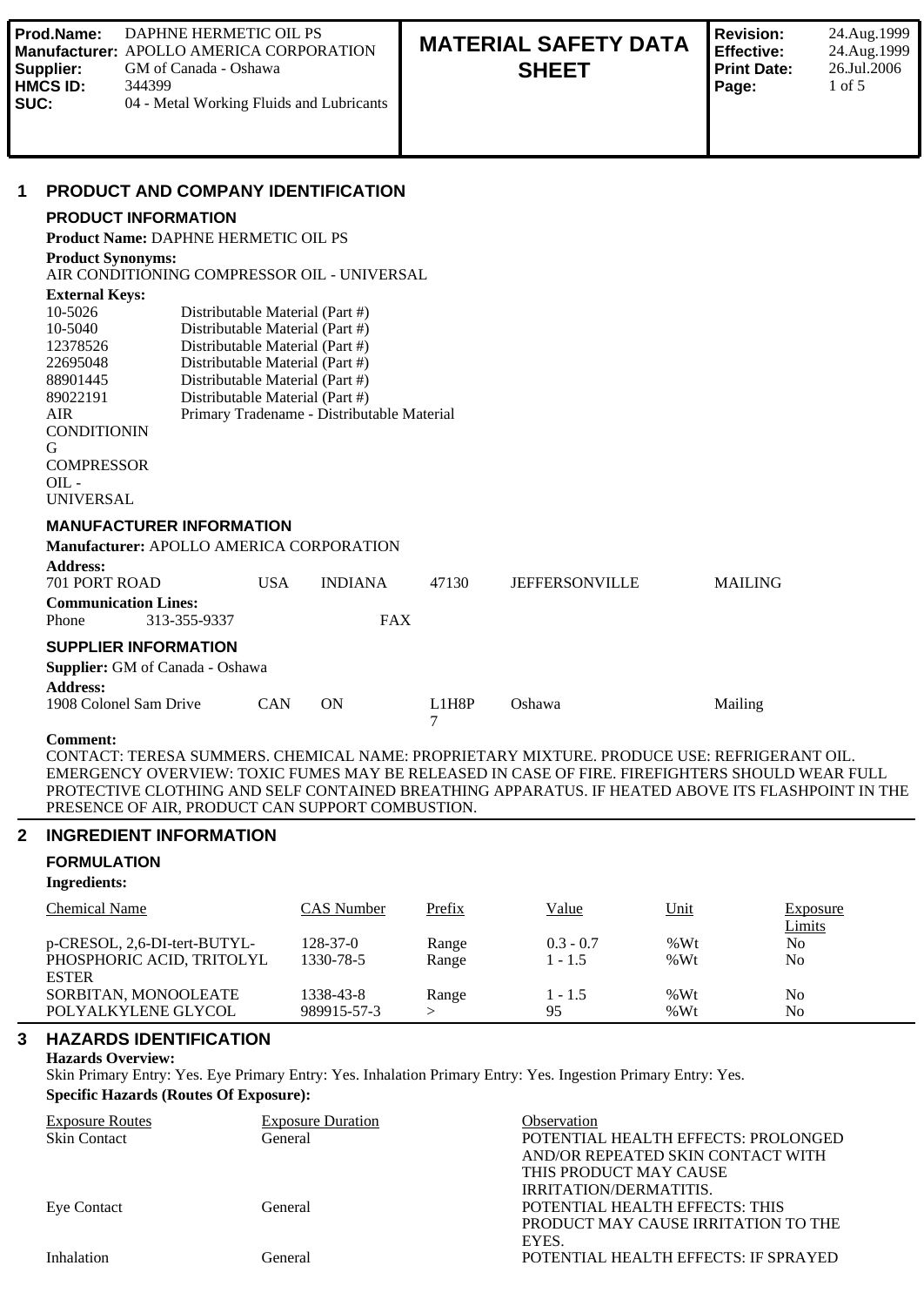| Prod.Name: | DAPHNE HERMETIC OIL PS | MATERIAL SAFETY DATA SHEET | Revision: | 24.Aug.1999 |
|---|---|---|---|---|
| Manufacturer: | APOLLO AMERICA CORPORATION | | Effective: | 24.Aug.1999 |
| Supplier: | GM of Canada - Oshawa | | Print Date: | 26.Jul.2006 |
| HMCS ID: | 344399 | | | |
| SUC: | 04 - Metal Working Fluids and Lubricants | | | |

# 1 PRODUCT AND COMPANY IDENTIFICATION

## PRODUCT INFORMATION

**Product Name:** DAPHNE HERMETIC OIL PS

**Product Synonyms:**
AIR CONDITIONING COMPRESSOR OIL - UNIVERSAL

**External Keys:**

| | |
|---|---|
| 10-5026 | Distributable Material (Part #) |
| 10-5040 | Distributable Material (Part #) |
| 12378526 | Distributable Material (Part #) |
| 22695048 | Distributable Material (Part #) |
| 88901445 | Distributable Material (Part #) |
| 89022191 | Distributable Material (Part #) |
| AIR CONDITIONING COMPRESSOR OIL - UNIVERSAL | Primary Tradename - Distributable Material |

## MANUFACTURER INFORMATION

**Manufacturer:** APOLLO AMERICA CORPORATION

**Address:**

| | | | | | |
|---|---|---|---|---|---|
| 701 PORT ROAD | USA | INDIANA | 47130 | JEFFERSONVILLE | MAILING |

**Communication Lines:**

| | | |
|---|---|---|
| Phone | 313-355-9337 | FAX |

## SUPPLIER INFORMATION

**Supplier:** GM of Canada - Oshawa

**Address:**

| | | | | | |
|---|---|---|---|---|---|
| 1908 Colonel Sam Drive | CAN | ON | L1H8P7 | Oshawa | Mailing |

**Comment:**
CONTACT: TERESA SUMMERS. CHEMICAL NAME: PROPRIETARY MIXTURE. PRODUCE USE: REFRIGERANT OIL. EMERGENCY OVERVIEW: TOXIC FUMES MAY BE RELEASED IN CASE OF FIRE. FIREFIGHTERS SHOULD WEAR FULL PROTECTIVE CLOTHING AND SELF CONTAINED BREATHING APPARATUS. IF HEATED ABOVE ITS FLASHPOINT IN THE PRESENCE OF AIR, PRODUCT CAN SUPPORT COMBUSTION.

# 2 INGREDIENT INFORMATION

## FORMULATION

**Ingredients:**

| Chemical Name | CAS Number | Prefix | Value | Unit | Exposure Limits |
|---|---|---|---|---|---|
| p-CRESOL, 2,6-DI-tert-BUTYL- | 128-37-0 | Range | 0.3 - 0.7 | %Wt | No |
| PHOSPHORIC ACID, TRITOLYL ESTER | 1330-78-5 | Range | 1 - 1.5 | %Wt | No |
| SORBITAN, MONOOLEATE | 1338-43-8 | Range | 1 - 1.5 | %Wt | No |
| POLYALKYLENE GLYCOL | 989915-57-3 | > | 95 | %Wt | No |

# 3 HAZARDS IDENTIFICATION

**Hazards Overview:**
Skin Primary Entry: Yes. Eye Primary Entry: Yes. Inhalation Primary Entry: Yes. Ingestion Primary Entry: Yes.

**Specific Hazards (Routes Of Exposure):**

| Exposure Routes | Exposure Duration | Observation |
|---|---|---|
| Skin Contact | General | POTENTIAL HEALTH EFFECTS: PROLONGED AND/OR REPEATED SKIN CONTACT WITH THIS PRODUCT MAY CAUSE IRRITATION/DERMATITIS. |
| Eye Contact | General | POTENTIAL HEALTH EFFECTS: THIS PRODUCT MAY CAUSE IRRITATION TO THE EYES. |
| Inhalation | General | POTENTIAL HEALTH EFFECTS: IF SPRAYED |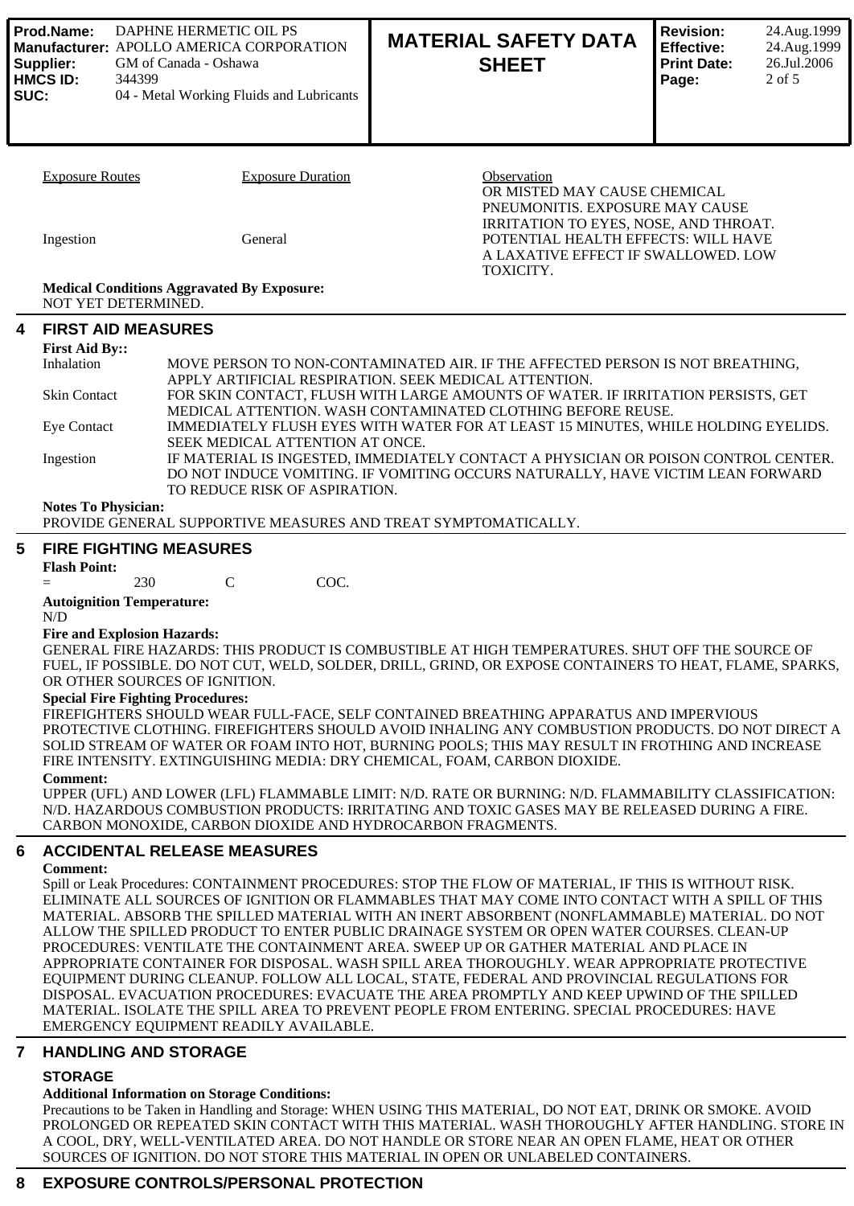| Exposure Routes | Exposure Duration | Observation |
|---|---|---|
| | | OR MISTED MAY CAUSE CHEMICAL PNEUMONITIS. EXPOSURE MAY CAUSE IRRITATION TO EYES, NOSE, AND THROAT. |
| Ingestion | General | POTENTIAL HEALTH EFFECTS: WILL HAVE A LAXATIVE EFFECT IF SWALLOWED. LOW TOXICITY. |

**Medical Conditions Aggravated By Exposure:**
NOT YET DETERMINED.

## 4 FIRST AID MEASURES

**First Aid By::**

| | |
|---|---|
| Inhalation | MOVE PERSON TO NON-CONTAMINATED AIR. IF THE AFFECTED PERSON IS NOT BREATHING, APPLY ARTIFICIAL RESPIRATION. SEEK MEDICAL ATTENTION. |
| Skin Contact | FOR SKIN CONTACT, FLUSH WITH LARGE AMOUNTS OF WATER. IF IRRITATION PERSISTS, GET MEDICAL ATTENTION. WASH CONTAMINATED CLOTHING BEFORE REUSE. |
| Eye Contact | IMMEDIATELY FLUSH EYES WITH WATER FOR AT LEAST 15 MINUTES, WHILE HOLDING EYELIDS. SEEK MEDICAL ATTENTION AT ONCE. |
| Ingestion | IF MATERIAL IS INGESTED, IMMEDIATELY CONTACT A PHYSICIAN OR POISON CONTROL CENTER. DO NOT INDUCE VOMITING. IF VOMITING OCCURS NATURALLY, HAVE VICTIM LEAN FORWARD TO REDUCE RISK OF ASPIRATION. |

**Notes To Physician:**
PROVIDE GENERAL SUPPORTIVE MEASURES AND TREAT SYMPTOMATICALLY.

## 5 FIRE FIGHTING MEASURES

**Flash Point:**
= 230 C COC.

**Autoignition Temperature:**
N/D

**Fire and Explosion Hazards:**
GENERAL FIRE HAZARDS: THIS PRODUCT IS COMBUSTIBLE AT HIGH TEMPERATURES. SHUT OFF THE SOURCE OF FUEL, IF POSSIBLE. DO NOT CUT, WELD, SOLDER, DRILL, GRIND, OR EXPOSE CONTAINERS TO HEAT, FLAME, SPARKS, OR OTHER SOURCES OF IGNITION.

**Special Fire Fighting Procedures:**
FIREFIGHTERS SHOULD WEAR FULL-FACE, SELF CONTAINED BREATHING APPARATUS AND IMPERVIOUS PROTECTIVE CLOTHING. FIREFIGHTERS SHOULD AVOID INHALING ANY COMBUSTION PRODUCTS. DO NOT DIRECT A SOLID STREAM OF WATER OR FOAM INTO HOT, BURNING POOLS; THIS MAY RESULT IN FROTHING AND INCREASE FIRE INTENSITY. EXTINGUISHING MEDIA: DRY CHEMICAL, FOAM, CARBON DIOXIDE.

**Comment:**
UPPER (UFL) AND LOWER (LFL) FLAMMABLE LIMIT: N/D. RATE OR BURNING: N/D. FLAMMABILITY CLASSIFICATION: N/D. HAZARDOUS COMBUSTION PRODUCTS: IRRITATING AND TOXIC GASES MAY BE RELEASED DURING A FIRE. CARBON MONOXIDE, CARBON DIOXIDE AND HYDROCARBON FRAGMENTS.

## 6 ACCIDENTAL RELEASE MEASURES

**Comment:**
Spill or Leak Procedures: CONTAINMENT PROCEDURES: STOP THE FLOW OF MATERIAL, IF THIS IS WITHOUT RISK. ELIMINATE ALL SOURCES OF IGNITION OR FLAMMABLES THAT MAY COME INTO CONTACT WITH A SPILL OF THIS MATERIAL. ABSORB THE SPILLED MATERIAL WITH AN INERT ABSORBENT (NONFLAMMABLE) MATERIAL. DO NOT ALLOW THE SPILLED PRODUCT TO ENTER PUBLIC DRAINAGE SYSTEM OR OPEN WATER COURSES. CLEAN-UP PROCEDURES: VENTILATE THE CONTAINMENT AREA. SWEEP UP OR GATHER MATERIAL AND PLACE IN APPROPRIATE CONTAINER FOR DISPOSAL. WASH SPILL AREA THOROUGHLY. WEAR APPROPRIATE PROTECTIVE EQUIPMENT DURING CLEANUP. FOLLOW ALL LOCAL, STATE, FEDERAL AND PROVINCIAL REGULATIONS FOR DISPOSAL. EVACUATION PROCEDURES: EVACUATE THE AREA PROMPTLY AND KEEP UPWIND OF THE SPILLED MATERIAL. ISOLATE THE SPILL AREA TO PREVENT PEOPLE FROM ENTERING. SPECIAL PROCEDURES: HAVE EMERGENCY EQUIPMENT READILY AVAILABLE.

## 7 HANDLING AND STORAGE

### STORAGE

**Additional Information on Storage Conditions:**
Precautions to be Taken in Handling and Storage: WHEN USING THIS MATERIAL, DO NOT EAT, DRINK OR SMOKE. AVOID PROLONGED OR REPEATED SKIN CONTACT WITH THIS MATERIAL. WASH THOROUGHLY AFTER HANDLING. STORE IN A COOL, DRY, WELL-VENTILATED AREA. DO NOT HANDLE OR STORE NEAR AN OPEN FLAME, HEAT OR OTHER SOURCES OF IGNITION. DO NOT STORE THIS MATERIAL IN OPEN OR UNLABELED CONTAINERS.

## 8 EXPOSURE CONTROLS/PERSONAL PROTECTION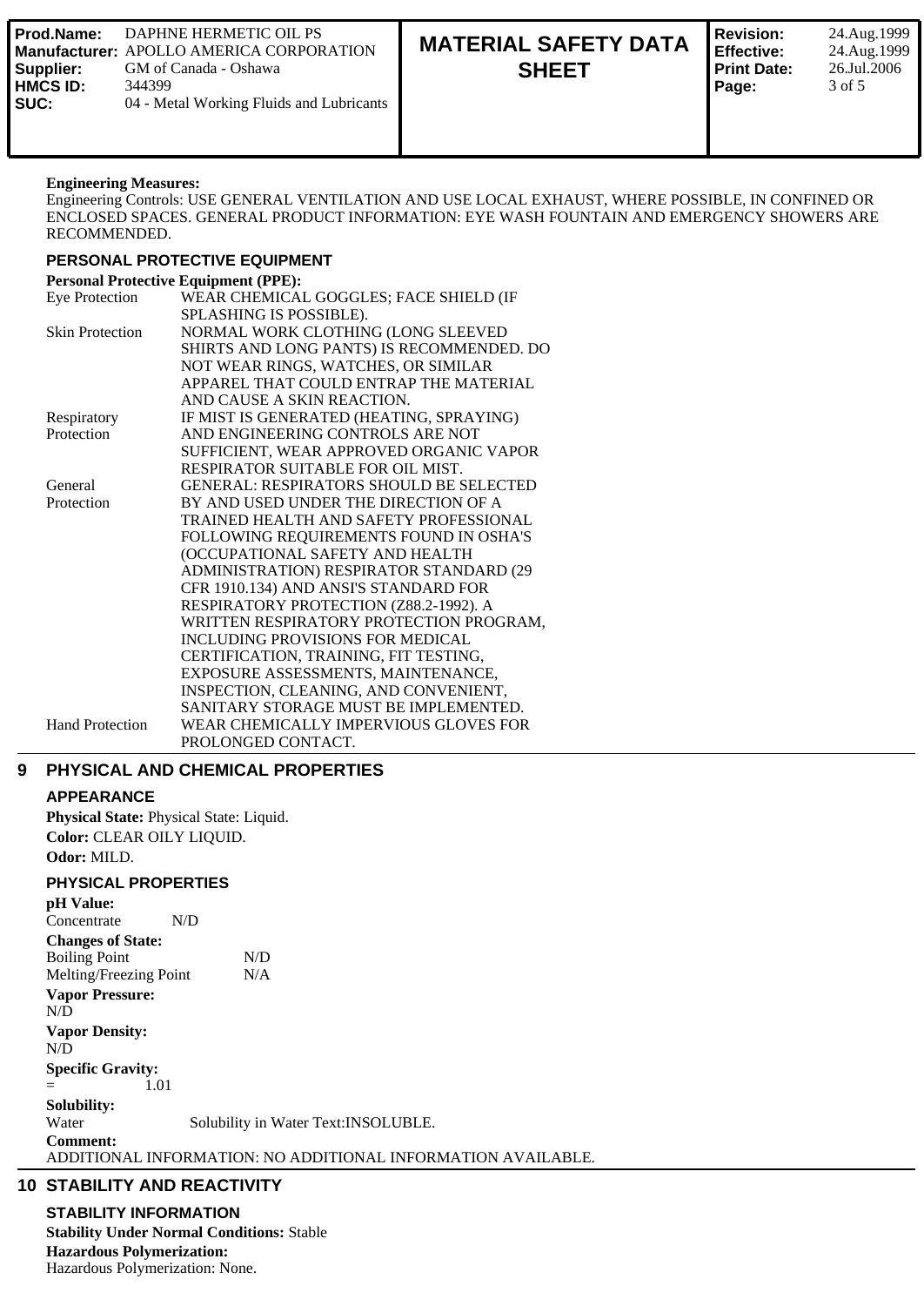**Engineering Measures:**
Engineering Controls: USE GENERAL VENTILATION AND USE LOCAL EXHAUST, WHERE POSSIBLE, IN CONFINED OR ENCLOSED SPACES. GENERAL PRODUCT INFORMATION: EYE WASH FOUNTAIN AND EMERGENCY SHOWERS ARE RECOMMENDED.

### PERSONAL PROTECTIVE EQUIPMENT

**Personal Protective Equipment (PPE):**

| | |
|---|---|
| Eye Protection | WEAR CHEMICAL GOGGLES; FACE SHIELD (IF SPLASHING IS POSSIBLE). |
| Skin Protection | NORMAL WORK CLOTHING (LONG SLEEVED SHIRTS AND LONG PANTS) IS RECOMMENDED. DO NOT WEAR RINGS, WATCHES, OR SIMILAR APPAREL THAT COULD ENTRAP THE MATERIAL AND CAUSE A SKIN REACTION. |
| Respiratory Protection | IF MIST IS GENERATED (HEATING, SPRAYING) AND ENGINEERING CONTROLS ARE NOT SUFFICIENT, WEAR APPROVED ORGANIC VAPOR RESPIRATOR SUITABLE FOR OIL MIST. |
| General Protection | GENERAL: RESPIRATORS SHOULD BE SELECTED BY AND USED UNDER THE DIRECTION OF A TRAINED HEALTH AND SAFETY PROFESSIONAL FOLLOWING REQUIREMENTS FOUND IN OSHA'S (OCCUPATIONAL SAFETY AND HEALTH ADMINISTRATION) RESPIRATOR STANDARD (29 CFR 1910.134) AND ANSI'S STANDARD FOR RESPIRATORY PROTECTION (Z88.2-1992). A WRITTEN RESPIRATORY PROTECTION PROGRAM, INCLUDING PROVISIONS FOR MEDICAL CERTIFICATION, TRAINING, FIT TESTING, EXPOSURE ASSESSMENTS, MAINTENANCE, INSPECTION, CLEANING, AND CONVENIENT, SANITARY STORAGE MUST BE IMPLEMENTED. |
| Hand Protection | WEAR CHEMICALLY IMPERVIOUS GLOVES FOR PROLONGED CONTACT. |

## 9 PHYSICAL AND CHEMICAL PROPERTIES

### APPEARANCE

**Physical State:** Physical State: Liquid.
**Color:** CLEAR OILY LIQUID.
**Odor:** MILD.

### PHYSICAL PROPERTIES

**pH Value:**
Concentrate N/D

**Changes of State:**
Boiling Point N/D
Melting/Freezing Point N/A

**Vapor Pressure:**
N/D

**Vapor Density:**
N/D

**Specific Gravity:**
= 1.01

**Solubility:**
Water Solubility in Water Text:INSOLUBLE.

**Comment:**
ADDITIONAL INFORMATION: NO ADDITIONAL INFORMATION AVAILABLE.

## 10 STABILITY AND REACTIVITY

### STABILITY INFORMATION

**Stability Under Normal Conditions:** Stable
**Hazardous Polymerization:**
Hazardous Polymerization: None.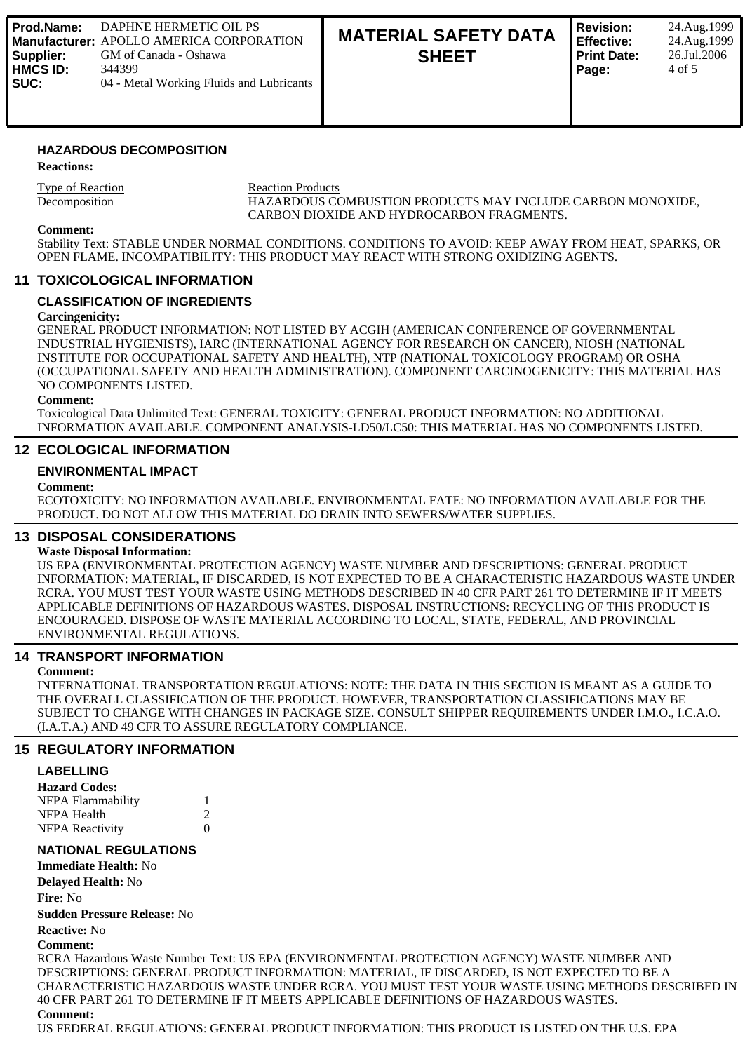### HAZARDOUS DECOMPOSITION

**Reactions:**

| Type of Reaction | Reaction Products |
|---|---|
| Decomposition | HAZARDOUS COMBUSTION PRODUCTS MAY INCLUDE CARBON MONOXIDE, CARBON DIOXIDE AND HYDROCARBON FRAGMENTS. |

**Comment:**
Stability Text: STABLE UNDER NORMAL CONDITIONS. CONDITIONS TO AVOID: KEEP AWAY FROM HEAT, SPARKS, OR OPEN FLAME. INCOMPATIBILITY: THIS PRODUCT MAY REACT WITH STRONG OXIDIZING AGENTS.

## 11 TOXICOLOGICAL INFORMATION

### CLASSIFICATION OF INGREDIENTS

**Carcingenicity:**
GENERAL PRODUCT INFORMATION: NOT LISTED BY ACGIH (AMERICAN CONFERENCE OF GOVERNMENTAL INDUSTRIAL HYGIENISTS), IARC (INTERNATIONAL AGENCY FOR RESEARCH ON CANCER), NIOSH (NATIONAL INSTITUTE FOR OCCUPATIONAL SAFETY AND HEALTH), NTP (NATIONAL TOXICOLOGY PROGRAM) OR OSHA (OCCUPATIONAL SAFETY AND HEALTH ADMINISTRATION). COMPONENT CARCINOGENICITY: THIS MATERIAL HAS NO COMPONENTS LISTED.

**Comment:**
Toxicological Data Unlimited Text: GENERAL TOXICITY: GENERAL PRODUCT INFORMATION: NO ADDITIONAL INFORMATION AVAILABLE. COMPONENT ANALYSIS-LD50/LC50: THIS MATERIAL HAS NO COMPONENTS LISTED.

## 12 ECOLOGICAL INFORMATION

### ENVIRONMENTAL IMPACT

**Comment:**
ECOTOXICITY: NO INFORMATION AVAILABLE. ENVIRONMENTAL FATE: NO INFORMATION AVAILABLE FOR THE PRODUCT. DO NOT ALLOW THIS MATERIAL DO DRAIN INTO SEWERS/WATER SUPPLIES.

## 13 DISPOSAL CONSIDERATIONS

**Waste Disposal Information:**
US EPA (ENVIRONMENTAL PROTECTION AGENCY) WASTE NUMBER AND DESCRIPTIONS: GENERAL PRODUCT INFORMATION: MATERIAL, IF DISCARDED, IS NOT EXPECTED TO BE A CHARACTERISTIC HAZARDOUS WASTE UNDER RCRA. YOU MUST TEST YOUR WASTE USING METHODS DESCRIBED IN 40 CFR PART 261 TO DETERMINE IF IT MEETS APPLICABLE DEFINITIONS OF HAZARDOUS WASTES. DISPOSAL INSTRUCTIONS: RECYCLING OF THIS PRODUCT IS ENCOURAGED. DISPOSE OF WASTE MATERIAL ACCORDING TO LOCAL, STATE, FEDERAL, AND PROVINCIAL ENVIRONMENTAL REGULATIONS.

## 14 TRANSPORT INFORMATION

**Comment:**
INTERNATIONAL TRANSPORTATION REGULATIONS: NOTE: THE DATA IN THIS SECTION IS MEANT AS A GUIDE TO THE OVERALL CLASSIFICATION OF THE PRODUCT. HOWEVER, TRANSPORTATION CLASSIFICATIONS MAY BE SUBJECT TO CHANGE WITH CHANGES IN PACKAGE SIZE. CONSULT SHIPPER REQUIREMENTS UNDER I.M.O., I.C.A.O. (I.A.T.A.) AND 49 CFR TO ASSURE REGULATORY COMPLIANCE.

## 15 REGULATORY INFORMATION

### LABELLING

**Hazard Codes:**

| | |
|---|---|
| NFPA Flammability | 1 |
| NFPA Health | 2 |
| NFPA Reactivity | 0 |

### NATIONAL REGULATIONS

**Immediate Health:** No

**Delayed Health:** No

**Fire:** No

**Sudden Pressure Release:** No

**Reactive:** No

**Comment:**
RCRA Hazardous Waste Number Text: US EPA (ENVIRONMENTAL PROTECTION AGENCY) WASTE NUMBER AND DESCRIPTIONS: GENERAL PRODUCT INFORMATION: MATERIAL, IF DISCARDED, IS NOT EXPECTED TO BE A CHARACTERISTIC HAZARDOUS WASTE UNDER RCRA. YOU MUST TEST YOUR WASTE USING METHODS DESCRIBED IN 40 CFR PART 261 TO DETERMINE IF IT MEETS APPLICABLE DEFINITIONS OF HAZARDOUS WASTES.

**Comment:**
US FEDERAL REGULATIONS: GENERAL PRODUCT INFORMATION: THIS PRODUCT IS LISTED ON THE U.S. EPA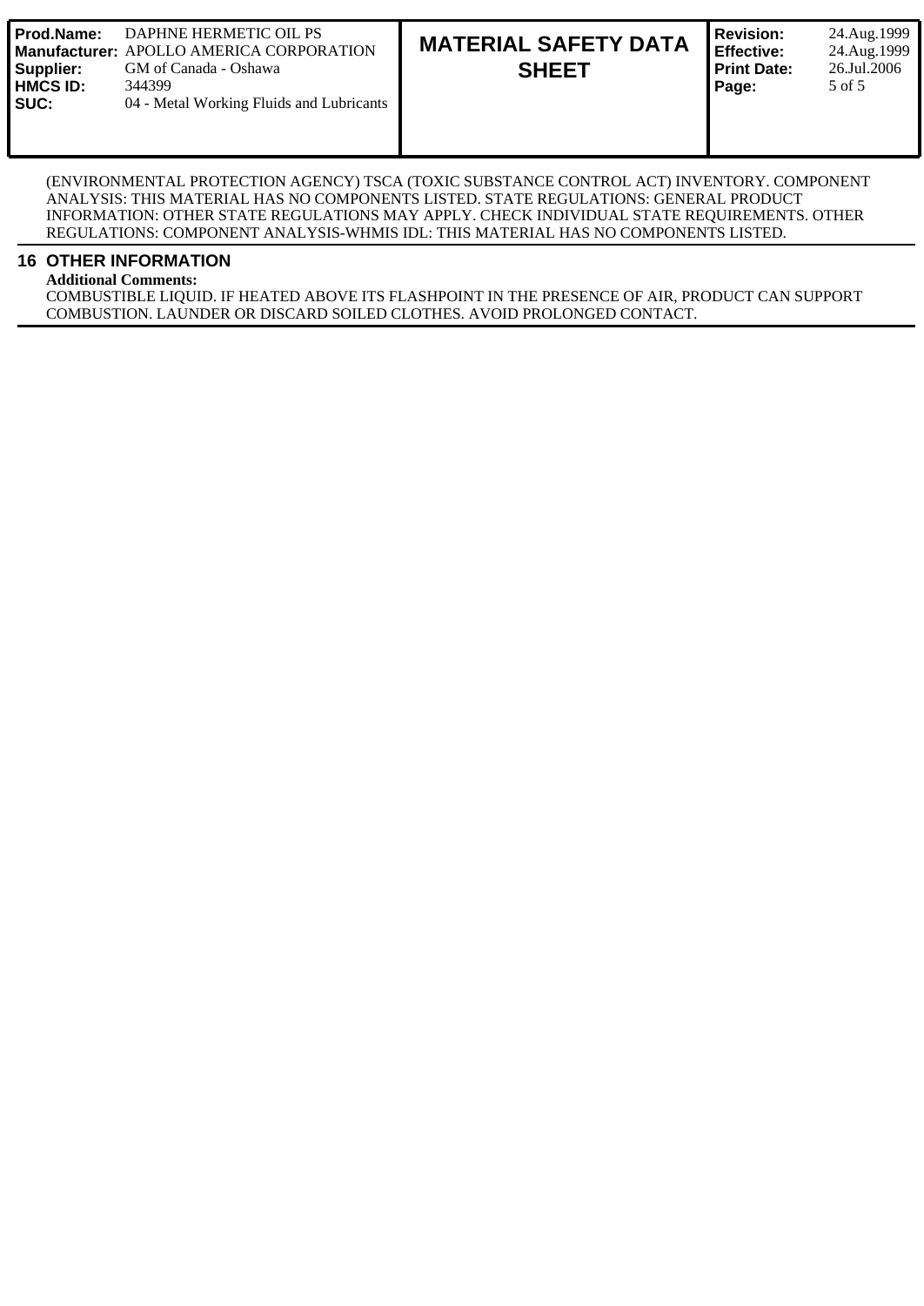(ENVIRONMENTAL PROTECTION AGENCY) TSCA (TOXIC SUBSTANCE CONTROL ACT) INVENTORY. COMPONENT ANALYSIS: THIS MATERIAL HAS NO COMPONENTS LISTED. STATE REGULATIONS: GENERAL PRODUCT INFORMATION: OTHER STATE REGULATIONS MAY APPLY. CHECK INDIVIDUAL STATE REQUIREMENTS. OTHER REGULATIONS: COMPONENT ANALYSIS-WHMIS IDL: THIS MATERIAL HAS NO COMPONENTS LISTED.

## 16 OTHER INFORMATION

**Additional Comments:**

COMBUSTIBLE LIQUID. IF HEATED ABOVE ITS FLASHPOINT IN THE PRESENCE OF AIR, PRODUCT CAN SUPPORT COMBUSTION. LAUNDER OR DISCARD SOILED CLOTHES. AVOID PROLONGED CONTACT.